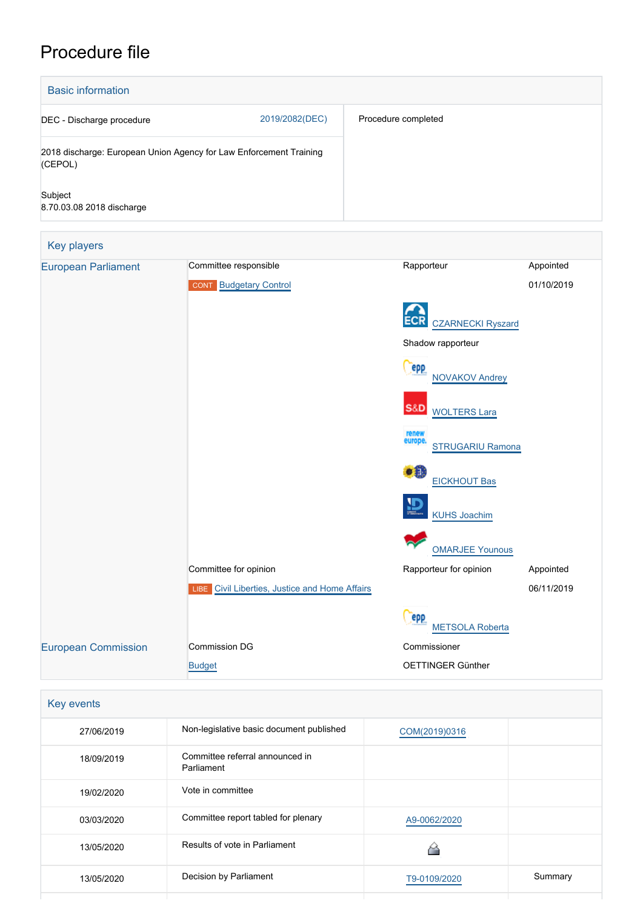# Procedure file

## Basic information

| | |
|---|---|
| DEC - Discharge procedure 2019/2082(DEC) | Procedure completed |
| 2018 discharge: European Union Agency for Law Enforcement Training (CEPOL) | |
| Subject<br>8.70.03.08 2018 discharge | |

## Key players

| | | | |
|---|---|---|---|
| European Parliament | Committee responsible | Rapporteur | Appointed |
| | CONT Budgetary Control | | 01/10/2019 |
| | | ECR CZARNECKI Ryszard | |
| | | Shadow rapporteur | |
| | | EPP NOVAKOV Andrey | |
| | | S&D WOLTERS Lara | |
| | | Renew Europe STRUGARIU Ramona | |
| | | Verts/ALE EICKHOUT Bas | |
| | | ID KUHS Joachim | |
| | | GUE/NGL OMARJEE Younous | |
| | Committee for opinion | Rapporteur for opinion | Appointed |
| | LIBE Civil Liberties, Justice and Home Affairs | | 06/11/2019 |
| | | EPP METSOLA Roberta | |
| European Commission | Commission DG | Commissioner | |
| | Budget | OETTINGER Günther | |

## Key events

| | | | |
|---|---|---|---|
| 27/06/2019 | Non-legislative basic document published | COM(2019)0316 | |
| 18/09/2019 | Committee referral announced in Parliament | | |
| 19/02/2020 | Vote in committee | | |
| 03/03/2020 | Committee report tabled for plenary | A9-0062/2020 | |
| 13/05/2020 | Results of vote in Parliament | | |
| 13/05/2020 | Decision by Parliament | T9-0109/2020 | Summary |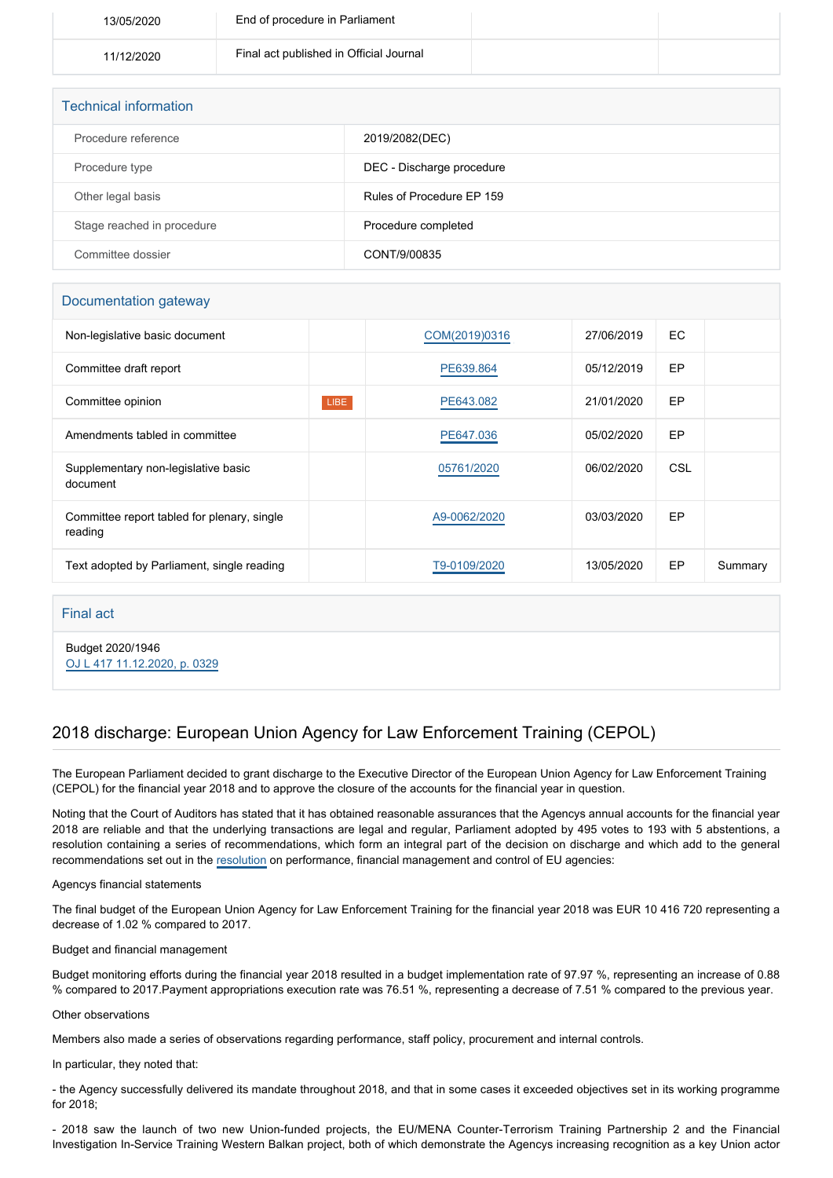| | | | |
|---|---|---|---|
| 13/05/2020 | End of procedure in Parliament | | |
| 11/12/2020 | Final act published in Official Journal | | |

## Technical information

| | |
|---|---|
| Procedure reference | 2019/2082(DEC) |
| Procedure type | DEC - Discharge procedure |
| Other legal basis | Rules of Procedure EP 159 |
| Stage reached in procedure | Procedure completed |
| Committee dossier | CONT/9/00835 |

## Documentation gateway

| | | | | | |
|---|---|---|---|---|---|
| Non-legislative basic document | | COM(2019)0316 | 27/06/2019 | EC | |
| Committee draft report | | PE639.864 | 05/12/2019 | EP | |
| Committee opinion | LIBE | PE643.082 | 21/01/2020 | EP | |
| Amendments tabled in committee | | PE647.036 | 05/02/2020 | EP | |
| Supplementary non-legislative basic document | | 05761/2020 | 06/02/2020 | CSL | |
| Committee report tabled for plenary, single reading | | A9-0062/2020 | 03/03/2020 | EP | |
| Text adopted by Parliament, single reading | | T9-0109/2020 | 13/05/2020 | EP | Summary |

## Final act

Budget 2020/1946
OJ L 417 11.12.2020, p. 0329

# 2018 discharge: European Union Agency for Law Enforcement Training (CEPOL)

The European Parliament decided to grant discharge to the Executive Director of the European Union Agency for Law Enforcement Training (CEPOL) for the financial year 2018 and to approve the closure of the accounts for the financial year in question.

Noting that the Court of Auditors has stated that it has obtained reasonable assurances that the Agencys annual accounts for the financial year 2018 are reliable and that the underlying transactions are legal and regular, Parliament adopted by 495 votes to 193 with 5 abstentions, a resolution containing a series of recommendations, which form an integral part of the decision on discharge and which add to the general recommendations set out in the resolution on performance, financial management and control of EU agencies:

Agencys financial statements

The final budget of the European Union Agency for Law Enforcement Training for the financial year 2018 was EUR 10 416 720 representing a decrease of 1.02 % compared to 2017.

Budget and financial management

Budget monitoring efforts during the financial year 2018 resulted in a budget implementation rate of 97.97 %, representing an increase of 0.88 % compared to 2017.Payment appropriations execution rate was 76.51 %, representing a decrease of 7.51 % compared to the previous year.

Other observations

Members also made a series of observations regarding performance, staff policy, procurement and internal controls.

In particular, they noted that:

- the Agency successfully delivered its mandate throughout 2018, and that in some cases it exceeded objectives set in its working programme for 2018;

- 2018 saw the launch of two new Union-funded projects, the EU/MENA Counter-Terrorism Training Partnership 2 and the Financial Investigation In-Service Training Western Balkan project, both of which demonstrate the Agencys increasing recognition as a key Union actor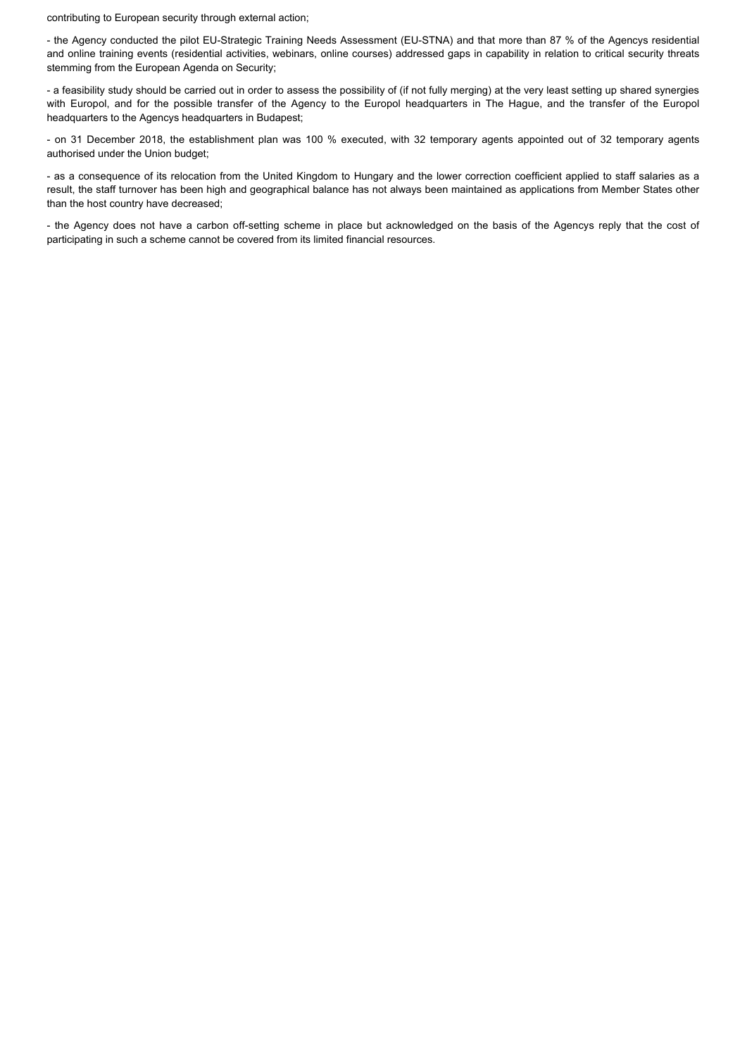contributing to European security through external action;

- the Agency conducted the pilot EU-Strategic Training Needs Assessment (EU-STNA) and that more than 87 % of the Agencys residential and online training events (residential activities, webinars, online courses) addressed gaps in capability in relation to critical security threats stemming from the European Agenda on Security;

- a feasibility study should be carried out in order to assess the possibility of (if not fully merging) at the very least setting up shared synergies with Europol, and for the possible transfer of the Agency to the Europol headquarters in The Hague, and the transfer of the Europol headquarters to the Agencys headquarters in Budapest;

- on 31 December 2018, the establishment plan was 100 % executed, with 32 temporary agents appointed out of 32 temporary agents authorised under the Union budget;

- as a consequence of its relocation from the United Kingdom to Hungary and the lower correction coefficient applied to staff salaries as a result, the staff turnover has been high and geographical balance has not always been maintained as applications from Member States other than the host country have decreased;

- the Agency does not have a carbon off-setting scheme in place but acknowledged on the basis of the Agencys reply that the cost of participating in such a scheme cannot be covered from its limited financial resources.